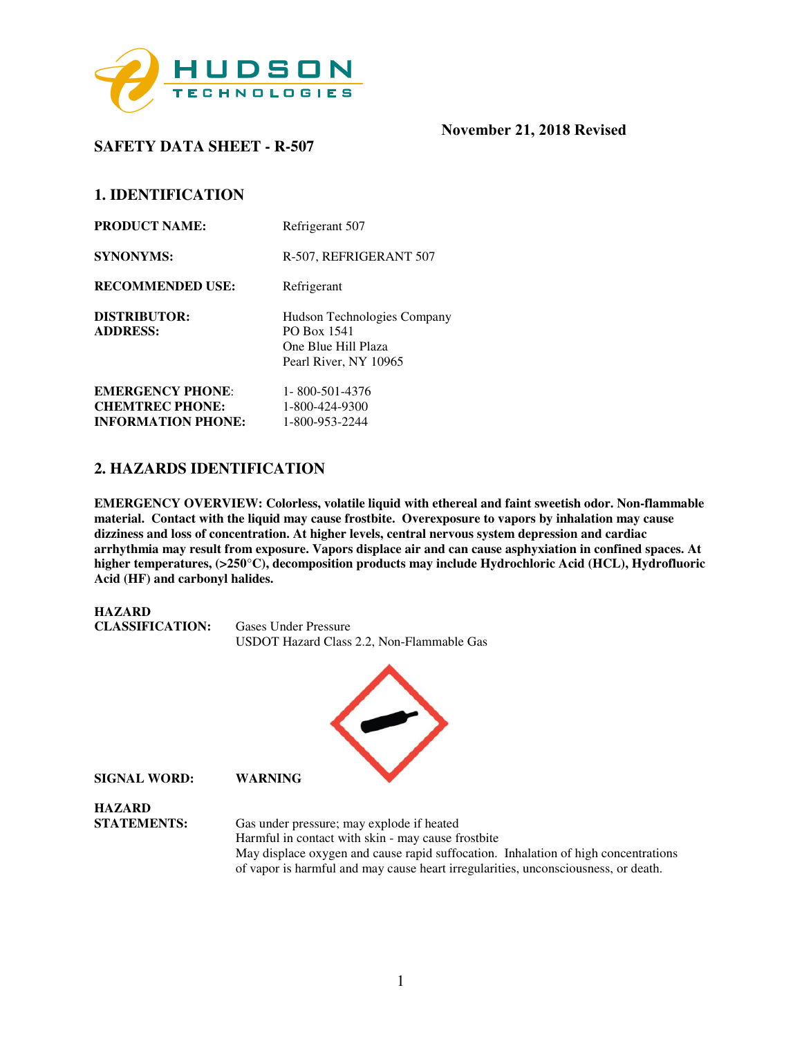November 21, 2018 Revised

# SAFETY DATA SHEET - R-507

## 1. IDENTIFICATION

**PRODUCT NAME:** Refrigerant 507

**SYNONYMS:** R-507, REFRIGERANT 507

**RECOMMENDED USE:** Refrigerant

**DISTRIBUTOR:**
**ADDRESS:**
Hudson Technologies Company
PO Box 1541
One Blue Hill Plaza
Pearl River, NY 10965

**EMERGENCY PHONE**: 1- 800-501-4376
**CHEMTREC PHONE:** 1-800-424-9300
**INFORMATION PHONE:** 1-800-953-2244

## 2. HAZARDS IDENTIFICATION

**EMERGENCY OVERVIEW: Colorless, volatile liquid with ethereal and faint sweetish odor. Non-flammable material. Contact with the liquid may cause frostbite. Overexposure to vapors by inhalation may cause dizziness and loss of concentration. At higher levels, central nervous system depression and cardiac arrhythmia may result from exposure. Vapors displace air and can cause asphyxiation in confined spaces. At higher temperatures, (>250°C), decomposition products may include Hydrochloric Acid (HCL), Hydrofluoric Acid (HF) and carbonyl halides.**

**HAZARD CLASSIFICATION:** Gases Under Pressure
USDOT Hazard Class 2.2, Non-Flammable Gas

**SIGNAL WORD:** **WARNING**

**HAZARD STATEMENTS:**
Gas under pressure; may explode if heated
Harmful in contact with skin - may cause frostbite
May displace oxygen and cause rapid suffocation. Inhalation of high concentrations of vapor is harmful and may cause heart irregularities, unconsciousness, or death.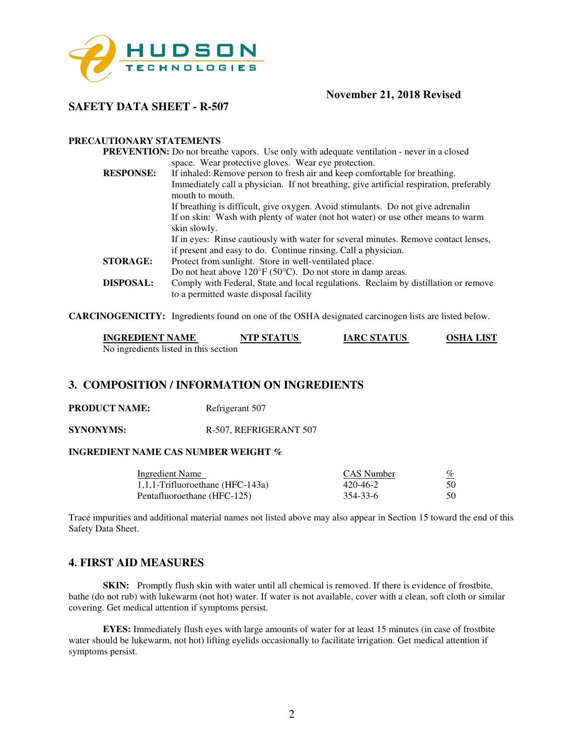HUDSON TECHNOLOGIES

**November 21, 2018 Revised**

**SAFETY DATA SHEET - R-507**

**PRECAUTIONARY STATEMENTS**

**PREVENTION:** Do not breathe vapors. Use only with adequate ventilation - never in a closed space. Wear protective gloves. Wear eye protection.

**RESPONSE:** If inhaled: Remove person to fresh air and keep comfortable for breathing. Immediately call a physician. If not breathing, give artificial respiration, preferably mouth to mouth.
If breathing is difficult, give oxygen. Avoid stimulants. Do not give adrenalin
If on skin: Wash with plenty of water (not hot water) or use other means to warm skin slowly.
If in eyes: Rinse cautiously with water for several minutes. Remove contact lenses, if present and easy to do. Continue rinsing. Call a physician.

**STORAGE:** Protect from sunlight. Store in well-ventilated place.
Do not heat above 120°F (50°C). Do not store in damp areas.

**DISPOSAL:** Comply with Federal, State and local regulations. Reclaim by distillation or remove to a permitted waste disposal facility

**CARCINOGENICITY:** Ingredients found on one of the OSHA designated carcinogen lists are listed below.

| INGREDIENT NAME | NTP STATUS | IARC STATUS | OSHA LIST |
|---|---|---|---|
| No ingredients listed in this section | | | |

## 3. COMPOSITION / INFORMATION ON INGREDIENTS

**PRODUCT NAME:** Refrigerant 507

**SYNONYMS:** R-507, REFRIGERANT 507

**INGREDIENT NAME CAS NUMBER WEIGHT %**

| Ingredient Name | CAS Number | % |
|---|---|---|
| 1,1,1-Trifluoroethane (HFC-143a) | 420-46-2 | 50 |
| Pentafluoroethane (HFC-125) | 354-33-6 | 50 |

Trace impurities and additional material names not listed above may also appear in Section 15 toward the end of this Safety Data Sheet.

## 4. FIRST AID MEASURES

**SKIN:** Promptly flush skin with water until all chemical is removed. If there is evidence of frostbite, bathe (do not rub) with lukewarm (not hot) water. If water is not available, cover with a clean, soft cloth or similar covering. Get medical attention if symptoms persist.

**EYES:** Immediately flush eyes with large amounts of water for at least 15 minutes (in case of frostbite water should be lukewarm, not hot) lifting eyelids occasionally to facilitate irrigation. Get medical attention if symptoms persist.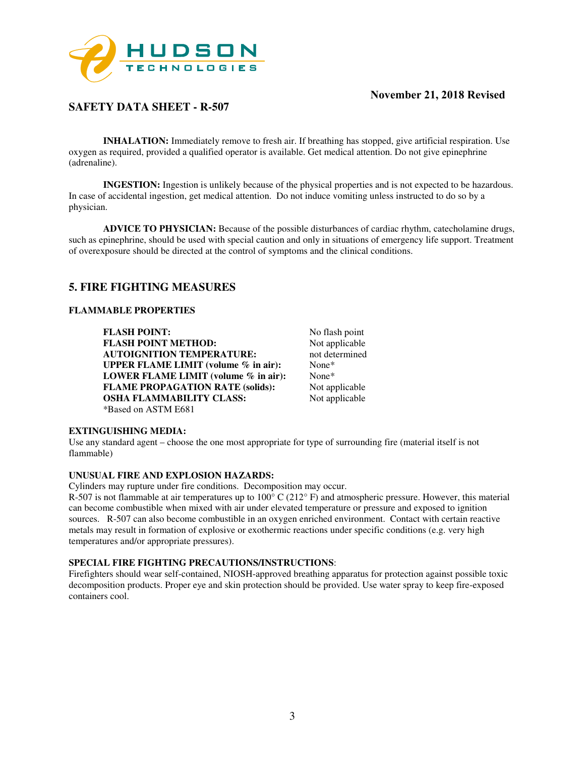**INHALATION:** Immediately remove to fresh air. If breathing has stopped, give artificial respiration. Use oxygen as required, provided a qualified operator is available. Get medical attention. Do not give epinephrine (adrenaline).

**INGESTION:** Ingestion is unlikely because of the physical properties and is not expected to be hazardous. In case of accidental ingestion, get medical attention. Do not induce vomiting unless instructed to do so by a physician.

**ADVICE TO PHYSICIAN:** Because of the possible disturbances of cardiac rhythm, catecholamine drugs, such as epinephrine, should be used with special caution and only in situations of emergency life support. Treatment of overexposure should be directed at the control of symptoms and the clinical conditions.

## 5. FIRE FIGHTING MEASURES

### FLAMMABLE PROPERTIES

| | |
|---|---|
| **FLASH POINT:** | No flash point |
| **FLASH POINT METHOD:** | Not applicable |
| **AUTOIGNITION TEMPERATURE:** | not determined |
| **UPPER FLAME LIMIT (volume % in air):** | None* |
| **LOWER FLAME LIMIT (volume % in air):** | None* |
| **FLAME PROPAGATION RATE (solids):** | Not applicable |
| **OSHA FLAMMABILITY CLASS:** | Not applicable |

*Based on ASTM E681

**EXTINGUISHING MEDIA:**
Use any standard agent – choose the one most appropriate for type of surrounding fire (material itself is not flammable)

**UNUSUAL FIRE AND EXPLOSION HAZARDS:**
Cylinders may rupture under fire conditions. Decomposition may occur.
R-507 is not flammable at air temperatures up to 100° C (212° F) and atmospheric pressure. However, this material can become combustible when mixed with air under elevated temperature or pressure and exposed to ignition sources. R-507 can also become combustible in an oxygen enriched environment. Contact with certain reactive metals may result in formation of explosive or exothermic reactions under specific conditions (e.g. very high temperatures and/or appropriate pressures).

**SPECIAL FIRE FIGHTING PRECAUTIONS/INSTRUCTIONS**:
Firefighters should wear self-contained, NIOSH-approved breathing apparatus for protection against possible toxic decomposition products. Proper eye and skin protection should be provided. Use water spray to keep fire-exposed containers cool.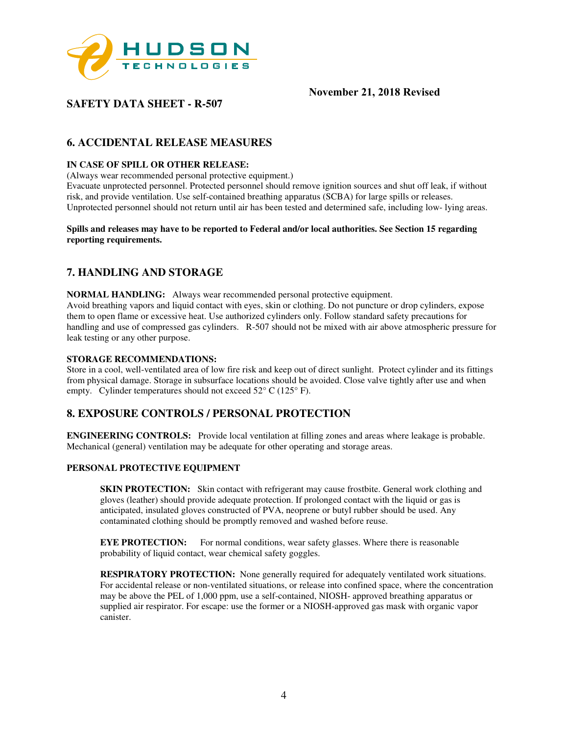## 6. ACCIDENTAL RELEASE MEASURES

**IN CASE OF SPILL OR OTHER RELEASE:**

(Always wear recommended personal protective equipment.)
Evacuate unprotected personnel. Protected personnel should remove ignition sources and shut off leak, if without risk, and provide ventilation. Use self-contained breathing apparatus (SCBA) for large spills or releases. Unprotected personnel should not return until air has been tested and determined safe, including low- lying areas.

**Spills and releases may have to be reported to Federal and/or local authorities. See Section 15 regarding reporting requirements.**

## 7. HANDLING AND STORAGE

**NORMAL HANDLING:** Always wear recommended personal protective equipment.
Avoid breathing vapors and liquid contact with eyes, skin or clothing. Do not puncture or drop cylinders, expose them to open flame or excessive heat. Use authorized cylinders only. Follow standard safety precautions for handling and use of compressed gas cylinders. R-507 should not be mixed with air above atmospheric pressure for leak testing or any other purpose.

**STORAGE RECOMMENDATIONS:**

Store in a cool, well-ventilated area of low fire risk and keep out of direct sunlight. Protect cylinder and its fittings from physical damage. Storage in subsurface locations should be avoided. Close valve tightly after use and when empty. Cylinder temperatures should not exceed 52° C (125° F).

## 8. EXPOSURE CONTROLS / PERSONAL PROTECTION

**ENGINEERING CONTROLS:** Provide local ventilation at filling zones and areas where leakage is probable. Mechanical (general) ventilation may be adequate for other operating and storage areas.

**PERSONAL PROTECTIVE EQUIPMENT**

**SKIN PROTECTION:** Skin contact with refrigerant may cause frostbite. General work clothing and gloves (leather) should provide adequate protection. If prolonged contact with the liquid or gas is anticipated, insulated gloves constructed of PVA, neoprene or butyl rubber should be used. Any contaminated clothing should be promptly removed and washed before reuse.

**EYE PROTECTION:** For normal conditions, wear safety glasses. Where there is reasonable probability of liquid contact, wear chemical safety goggles.

**RESPIRATORY PROTECTION:** None generally required for adequately ventilated work situations. For accidental release or non-ventilated situations, or release into confined space, where the concentration may be above the PEL of 1,000 ppm, use a self-contained, NIOSH- approved breathing apparatus or supplied air respirator. For escape: use the former or a NIOSH-approved gas mask with organic vapor canister.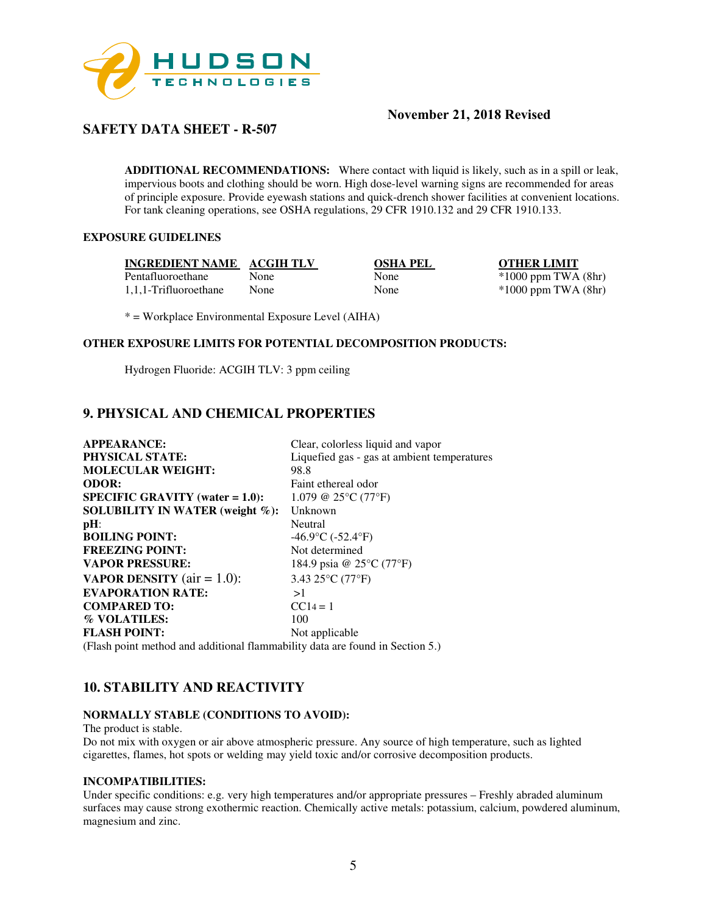**ADDITIONAL RECOMMENDATIONS:** Where contact with liquid is likely, such as in a spill or leak, impervious boots and clothing should be worn. High dose-level warning signs are recommended for areas of principle exposure. Provide eyewash stations and quick-drench shower facilities at convenient locations. For tank cleaning operations, see OSHA regulations, 29 CFR 1910.132 and 29 CFR 1910.133.

**EXPOSURE GUIDELINES**

| INGREDIENT NAME | ACGIH TLV | OSHA PEL | OTHER LIMIT |
|---|---|---|---|
| Pentafluoroethane | None | None | *1000 ppm TWA (8hr) |
| 1,1,1-Trifluoroethane | None | None | *1000 ppm TWA (8hr) |

* = Workplace Environmental Exposure Level (AIHA)

**OTHER EXPOSURE LIMITS FOR POTENTIAL DECOMPOSITION PRODUCTS:**

Hydrogen Fluoride: ACGIH TLV: 3 ppm ceiling

## 9. PHYSICAL AND CHEMICAL PROPERTIES

| | |
|---|---|
| **APPEARANCE:** | Clear, colorless liquid and vapor |
| **PHYSICAL STATE:** | Liquefied gas - gas at ambient temperatures |
| **MOLECULAR WEIGHT:** | 98.8 |
| **ODOR:** | Faint ethereal odor |
| **SPECIFIC GRAVITY (water = 1.0):** | 1.079 @ 25°C (77°F) |
| **SOLUBILITY IN WATER (weight %):** | Unknown |
| **pH**: | Neutral |
| **BOILING POINT:** | -46.9°C (-52.4°F) |
| **FREEZING POINT:** | Not determined |
| **VAPOR PRESSURE:** | 184.9 psia @ 25°C (77°F) |
| **VAPOR DENSITY** (air = 1.0): | 3.43 25°C (77°F) |
| **EVAPORATION RATE:** | >1 |
| **COMPARED TO:** | $CCl_4 = 1$ |
| **% VOLATILES:** | 100 |
| **FLASH POINT:** | Not applicable |

(Flash point method and additional flammability data are found in Section 5.)

## 10. STABILITY AND REACTIVITY

**NORMALLY STABLE (CONDITIONS TO AVOID):**

The product is stable.

Do not mix with oxygen or air above atmospheric pressure. Any source of high temperature, such as lighted cigarettes, flames, hot spots or welding may yield toxic and/or corrosive decomposition products.

**INCOMPATIBILITIES:**

Under specific conditions: e.g. very high temperatures and/or appropriate pressures – Freshly abraded aluminum surfaces may cause strong exothermic reaction. Chemically active metals: potassium, calcium, powdered aluminum, magnesium and zinc.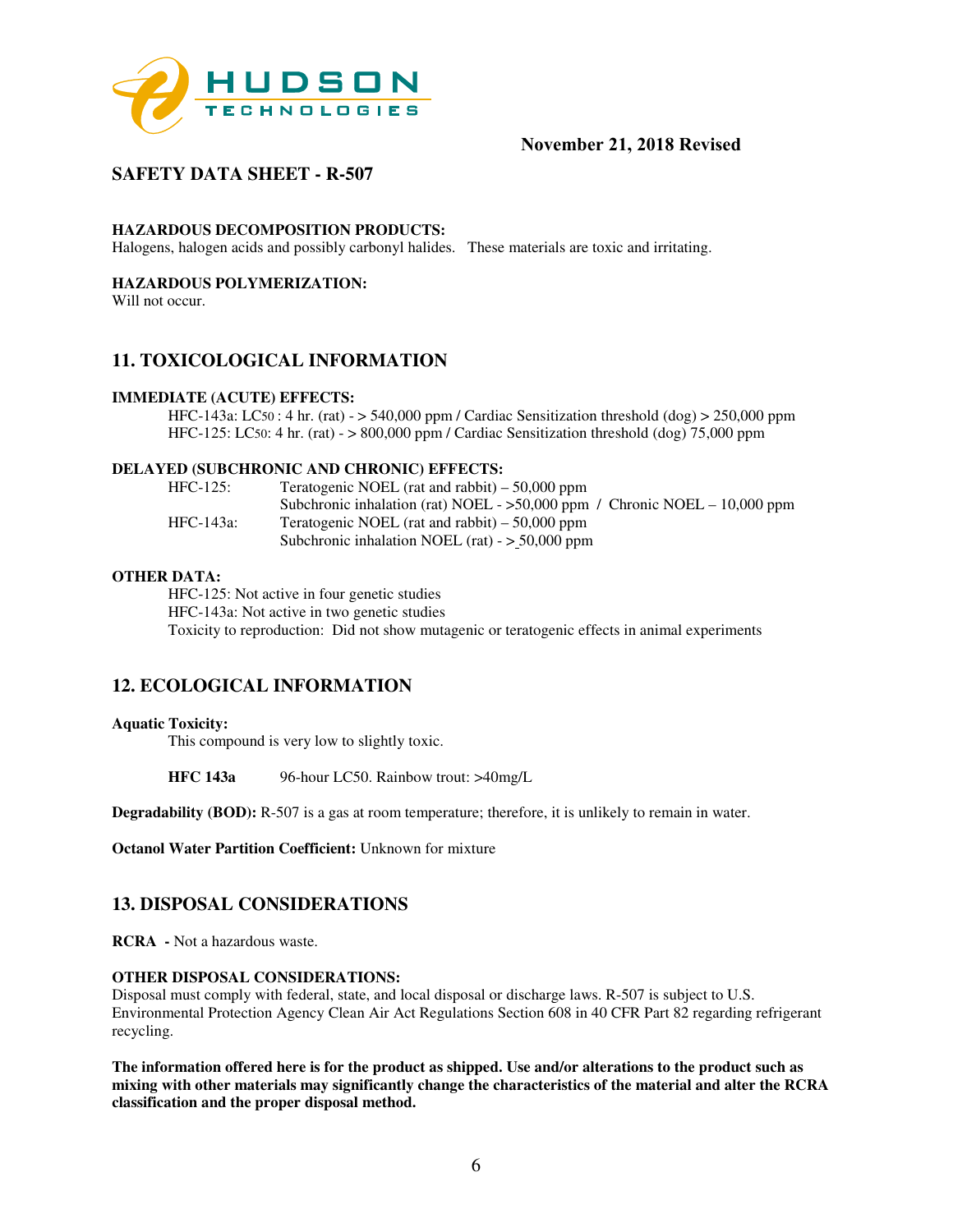**SAFETY DATA SHEET - R-507**

**HAZARDOUS DECOMPOSITION PRODUCTS:**
Halogens, halogen acids and possibly carbonyl halides. These materials are toxic and irritating.

**HAZARDOUS POLYMERIZATION:**
Will not occur.

## 11. TOXICOLOGICAL INFORMATION

**IMMEDIATE (ACUTE) EFFECTS:**

HFC-143a: $LC_{50}$ : 4 hr. (rat) - > 540,000 ppm / Cardiac Sensitization threshold (dog) > 250,000 ppm
HFC-125: $LC_{50}$: 4 hr. (rat) - > 800,000 ppm / Cardiac Sensitization threshold (dog) 75,000 ppm

**DELAYED (SUBCHRONIC AND CHRONIC) EFFECTS:**

| | |
|---|---|
| HFC-125: | Teratogenic NOEL (rat and rabbit) – 50,000 ppm |
| | Subchronic inhalation (rat) NOEL - >50,000 ppm / Chronic NOEL – 10,000 ppm |
| HFC-143a: | Teratogenic NOEL (rat and rabbit) – 50,000 ppm |
| | Subchronic inhalation NOEL (rat) - ≥ 50,000 ppm |

**OTHER DATA:**

HFC-125: Not active in four genetic studies
HFC-143a: Not active in two genetic studies
Toxicity to reproduction: Did not show mutagenic or teratogenic effects in animal experiments

## 12. ECOLOGICAL INFORMATION

**Aquatic Toxicity:**

This compound is very low to slightly toxic.

**HFC 143a** 96-hour LC50. Rainbow trout: >40mg/L

**Degradability (BOD):** R-507 is a gas at room temperature; therefore, it is unlikely to remain in water.

**Octanol Water Partition Coefficient:** Unknown for mixture

## 13. DISPOSAL CONSIDERATIONS

**RCRA -** Not a hazardous waste.

**OTHER DISPOSAL CONSIDERATIONS:**
Disposal must comply with federal, state, and local disposal or discharge laws. R-507 is subject to U.S. Environmental Protection Agency Clean Air Act Regulations Section 608 in 40 CFR Part 82 regarding refrigerant recycling.

**The information offered here is for the product as shipped. Use and/or alterations to the product such as mixing with other materials may significantly change the characteristics of the material and alter the RCRA classification and the proper disposal method.**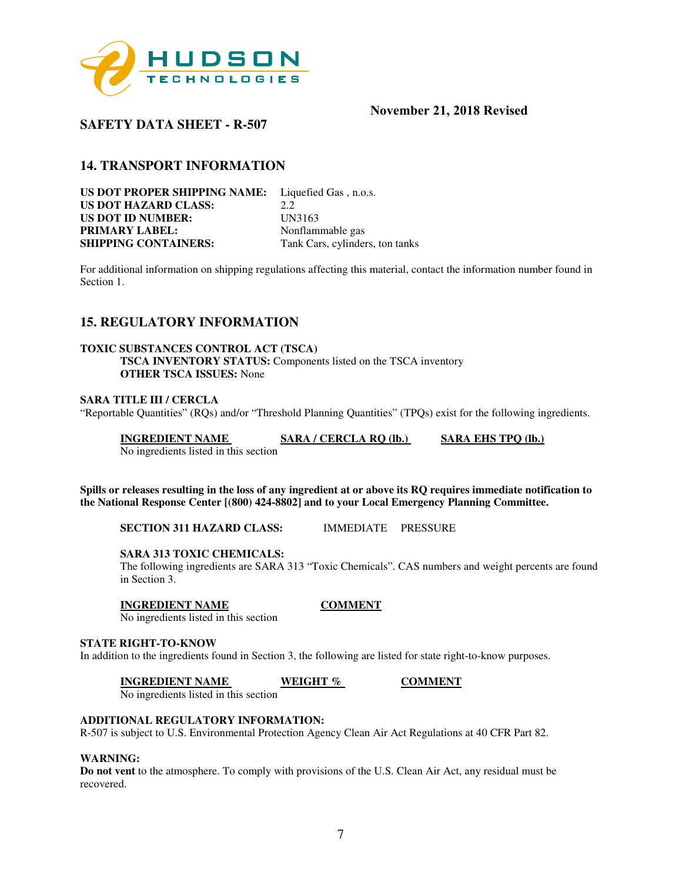November 21, 2018 Revised

## SAFETY DATA SHEET - R-507

## 14. TRANSPORT INFORMATION

**US DOT PROPER SHIPPING NAME:** Liquefied Gas , n.o.s.
**US DOT HAZARD CLASS:** 2.2
**US DOT ID NUMBER:** UN3163
**PRIMARY LABEL:** Nonflammable gas
**SHIPPING CONTAINERS:** Tank Cars, cylinders, ton tanks

For additional information on shipping regulations affecting this material, contact the information number found in Section 1.

## 15. REGULATORY INFORMATION

**TOXIC SUBSTANCES CONTROL ACT (TSCA)**

**TSCA INVENTORY STATUS:** Components listed on the TSCA inventory
**OTHER TSCA ISSUES:** None

**SARA TITLE III / CERCLA**

"Reportable Quantities" (RQs) and/or "Threshold Planning Quantities" (TPQs) exist for the following ingredients.

| INGREDIENT NAME | SARA / CERCLA RQ (lb.) | SARA EHS TPQ (lb.) |
|---|---|---|
| No ingredients listed in this section | | |

**Spills or releases resulting in the loss of any ingredient at or above its RQ requires immediate notification to the National Response Center [(800) 424-8802] and to your Local Emergency Planning Committee.**

**SECTION 311 HAZARD CLASS:** IMMEDIATE PRESSURE

**SARA 313 TOXIC CHEMICALS:**
The following ingredients are SARA 313 "Toxic Chemicals". CAS numbers and weight percents are found in Section 3.

| INGREDIENT NAME | COMMENT |
|---|---|
| No ingredients listed in this section | |

**STATE RIGHT-TO-KNOW**

In addition to the ingredients found in Section 3, the following are listed for state right-to-know purposes.

| INGREDIENT NAME | WEIGHT % | COMMENT |
|---|---|---|
| No ingredients listed in this section | | |

**ADDITIONAL REGULATORY INFORMATION:**
R-507 is subject to U.S. Environmental Protection Agency Clean Air Act Regulations at 40 CFR Part 82.

**WARNING:**
**Do not vent** to the atmosphere. To comply with provisions of the U.S. Clean Air Act, any residual must be recovered.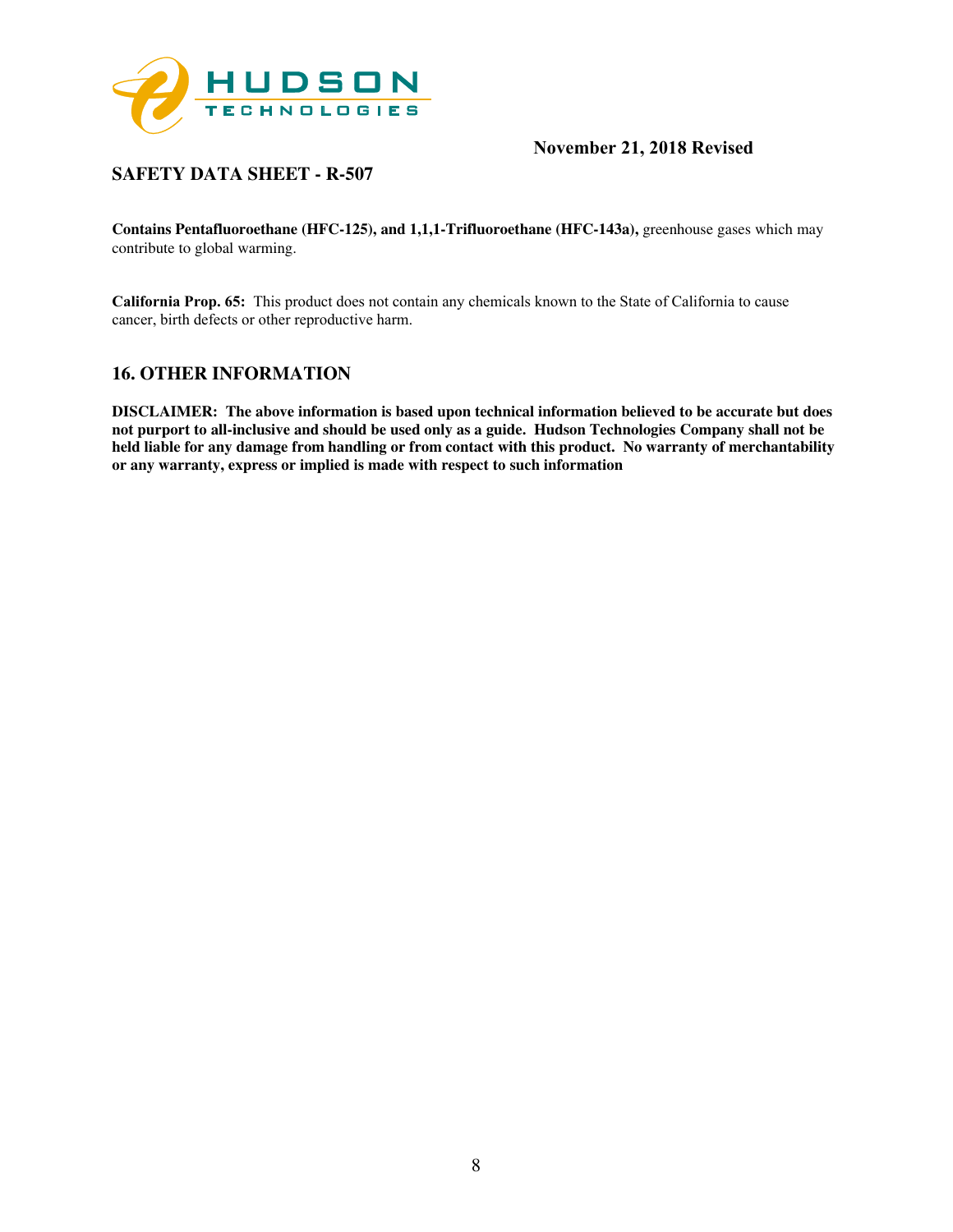November 21, 2018 Revised

## SAFETY DATA SHEET - R-507

**Contains Pentafluoroethane (HFC-125), and 1,1,1-Trifluoroethane (HFC-143a),** greenhouse gases which may contribute to global warming.

**California Prop. 65:** This product does not contain any chemicals known to the State of California to cause cancer, birth defects or other reproductive harm.

## 16. OTHER INFORMATION

**DISCLAIMER: The above information is based upon technical information believed to be accurate but does not purport to all-inclusive and should be used only as a guide. Hudson Technologies Company shall not be held liable for any damage from handling or from contact with this product. No warranty of merchantability or any warranty, express or implied is made with respect to such information**